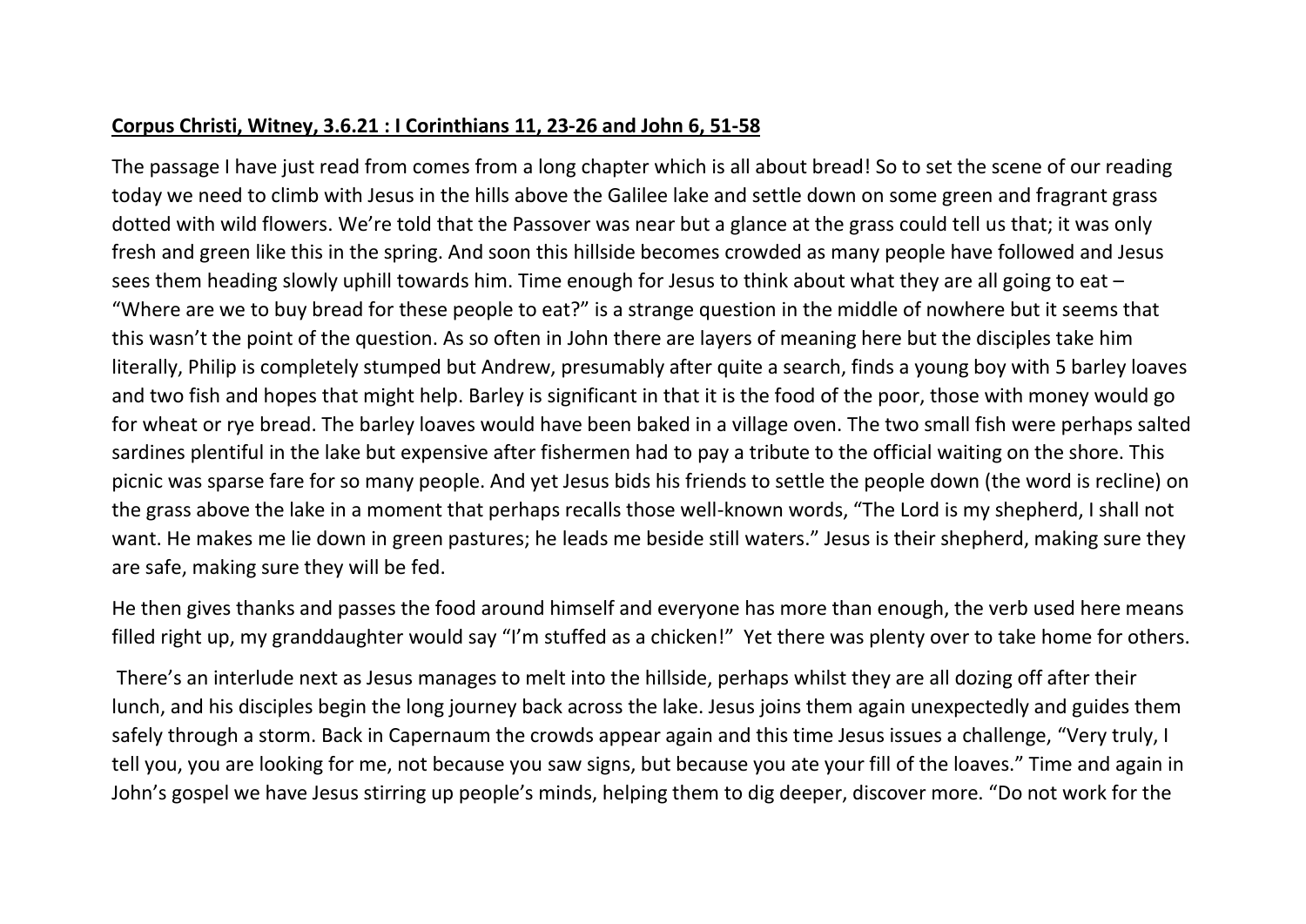**Corpus Christi, Witney, 3.6.21 : I Corinthians 11, 23-26 and John 6, 51-58**

The passage I have just read from comes from a long chapter which is all about bread! So to set the scene of our reading today we need to climb with Jesus in the hills above the Galilee lake and settle down on some green and fragrant grass dotted with wild flowers. We're told that the Passover was near but a glance at the grass could tell us that; it was only fresh and green like this in the spring. And soon this hillside becomes crowded as many people have followed and Jesus sees them heading slowly uphill towards him. Time enough for Jesus to think about what they are all going to eat – "Where are we to buy bread for these people to eat?" is a strange question in the middle of nowhere but it seems that this wasn't the point of the question. As so often in John there are layers of meaning here but the disciples take him literally, Philip is completely stumped but Andrew, presumably after quite a search, finds a young boy with 5 barley loaves and two fish and hopes that might help. Barley is significant in that it is the food of the poor, those with money would go for wheat or rye bread. The barley loaves would have been baked in a village oven. The two small fish were perhaps salted sardines plentiful in the lake but expensive after fishermen had to pay a tribute to the official waiting on the shore. This picnic was sparse fare for so many people. And yet Jesus bids his friends to settle the people down (the word is recline) on the grass above the lake in a moment that perhaps recalls those well-known words, "The Lord is my shepherd, I shall not want. He makes me lie down in green pastures; he leads me beside still waters." Jesus is their shepherd, making sure they are safe, making sure they will be fed.

He then gives thanks and passes the food around himself and everyone has more than enough, the verb used here means filled right up, my granddaughter would say "I'm stuffed as a chicken!" Yet there was plenty over to take home for others.

There's an interlude next as Jesus manages to melt into the hillside, perhaps whilst they are all dozing off after their lunch, and his disciples begin the long journey back across the lake. Jesus joins them again unexpectedly and guides them safely through a storm. Back in Capernaum the crowds appear again and this time Jesus issues a challenge, "Very truly, I tell you, you are looking for me, not because you saw signs, but because you ate your fill of the loaves." Time and again in John's gospel we have Jesus stirring up people's minds, helping them to dig deeper, discover more. "Do not work for the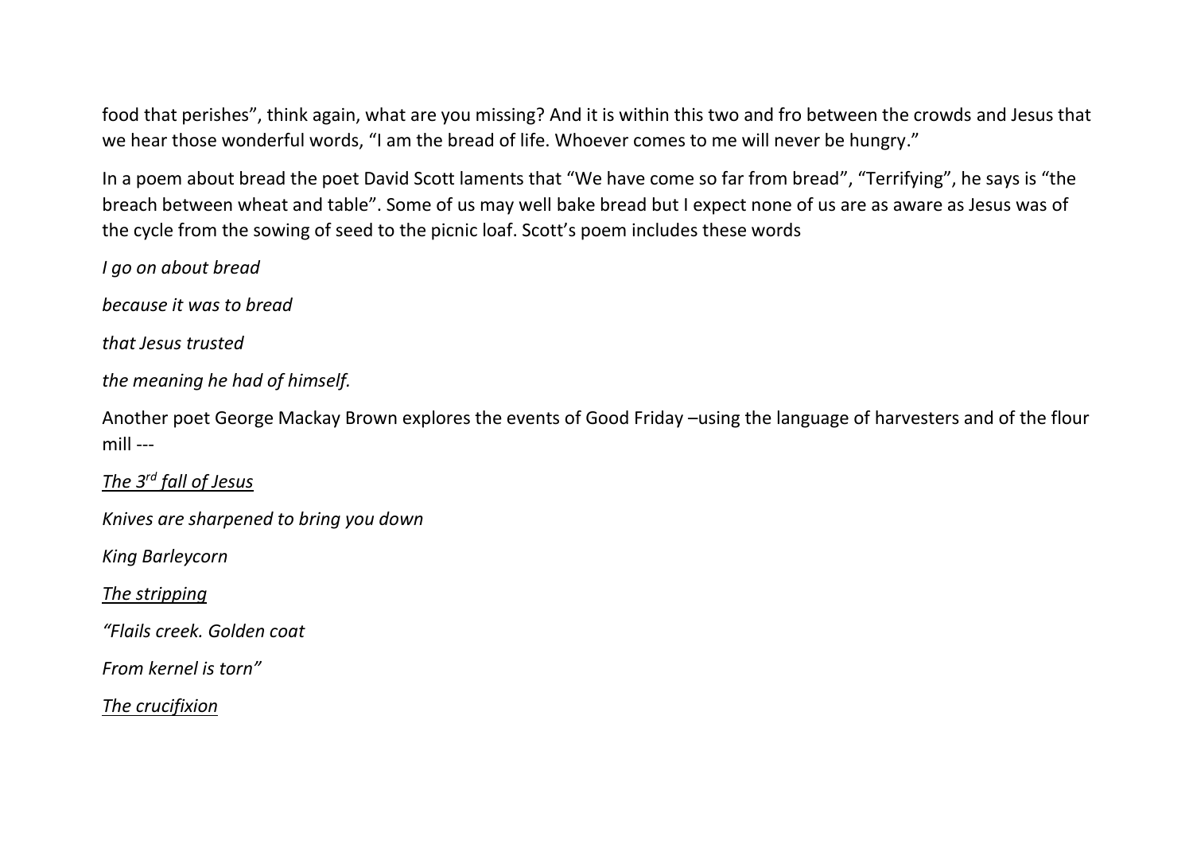food that perishes", think again, what are you missing? And it is within this two and fro between the crowds and Jesus that we hear those wonderful words, "I am the bread of life. Whoever comes to me will never be hungry."

In a poem about bread the poet David Scott laments that "We have come so far from bread", "Terrifying", he says is "the breach between wheat and table". Some of us may well bake bread but I expect none of us are as aware as Jesus was of the cycle from the sowing of seed to the picnic loaf. Scott's poem includes these words

*I go on about bread*

*because it was to bread*

*that Jesus trusted*

*the meaning he had of himself.*

Another poet George Mackay Brown explores the events of Good Friday –using the language of harvesters and of the flour mill ---

*<u>The 3rd fall of Jesus</u>*

*Knives are sharpened to bring you down*

*King Barleycorn*

*<u>The stripping</u>*

*"Flails creek. Golden coat*

*From kernel is torn"*

*<u>The crucifixion</u>*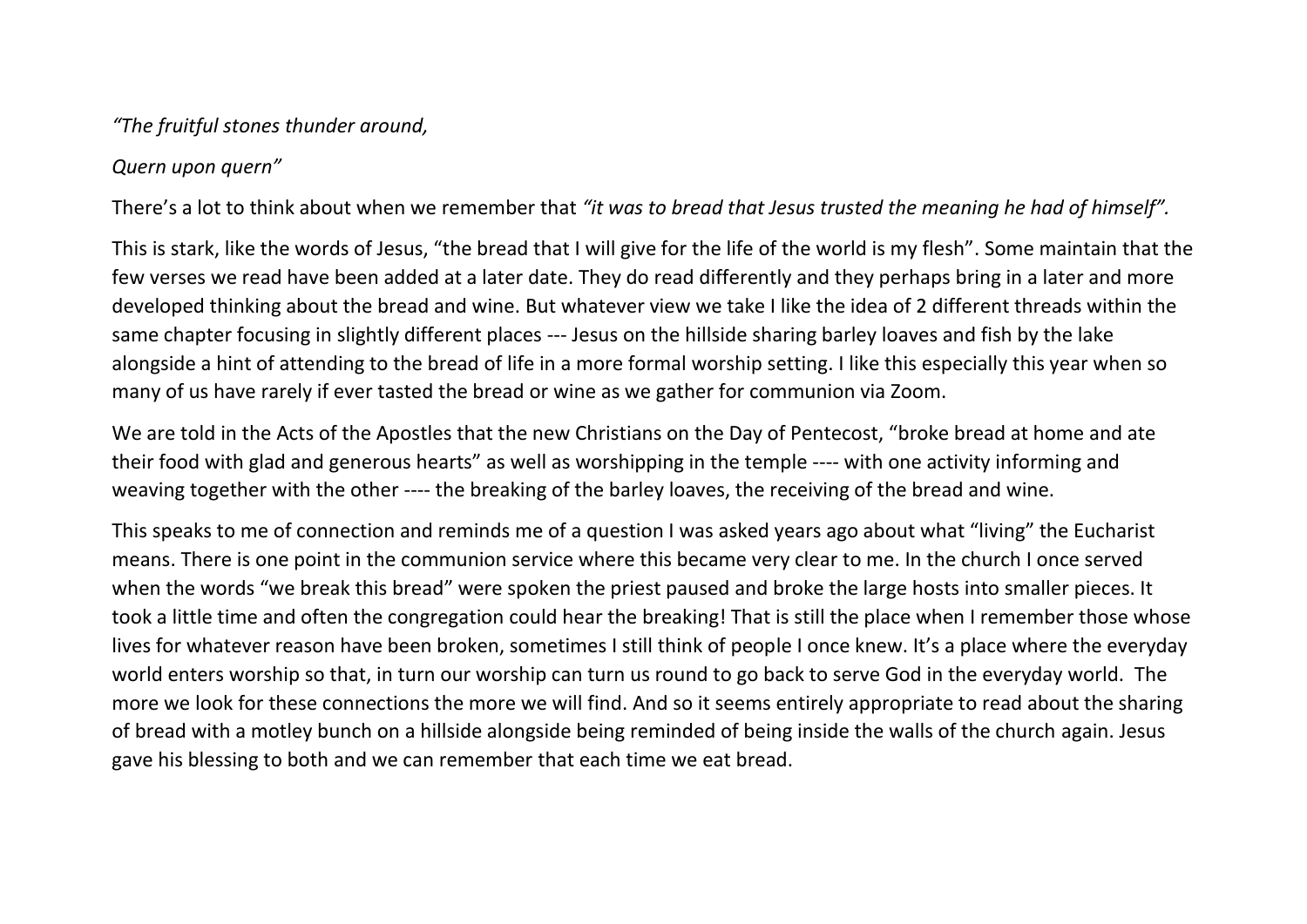*"The fruitful stones thunder around,*

*Quern upon quern"*

There's a lot to think about when we remember that *"it was to bread that Jesus trusted the meaning he had of himself".*

This is stark, like the words of Jesus, "the bread that I will give for the life of the world is my flesh". Some maintain that the few verses we read have been added at a later date. They do read differently and they perhaps bring in a later and more developed thinking about the bread and wine. But whatever view we take I like the idea of 2 different threads within the same chapter focusing in slightly different places --- Jesus on the hillside sharing barley loaves and fish by the lake alongside a hint of attending to the bread of life in a more formal worship setting. I like this especially this year when so many of us have rarely if ever tasted the bread or wine as we gather for communion via Zoom.

We are told in the Acts of the Apostles that the new Christians on the Day of Pentecost, "broke bread at home and ate their food with glad and generous hearts" as well as worshipping in the temple ---- with one activity informing and weaving together with the other ---- the breaking of the barley loaves, the receiving of the bread and wine.

This speaks to me of connection and reminds me of a question I was asked years ago about what "living" the Eucharist means. There is one point in the communion service where this became very clear to me. In the church I once served when the words "we break this bread" were spoken the priest paused and broke the large hosts into smaller pieces. It took a little time and often the congregation could hear the breaking! That is still the place when I remember those whose lives for whatever reason have been broken, sometimes I still think of people I once knew. It's a place where the everyday world enters worship so that, in turn our worship can turn us round to go back to serve God in the everyday world. The more we look for these connections the more we will find. And so it seems entirely appropriate to read about the sharing of bread with a motley bunch on a hillside alongside being reminded of being inside the walls of the church again. Jesus gave his blessing to both and we can remember that each time we eat bread.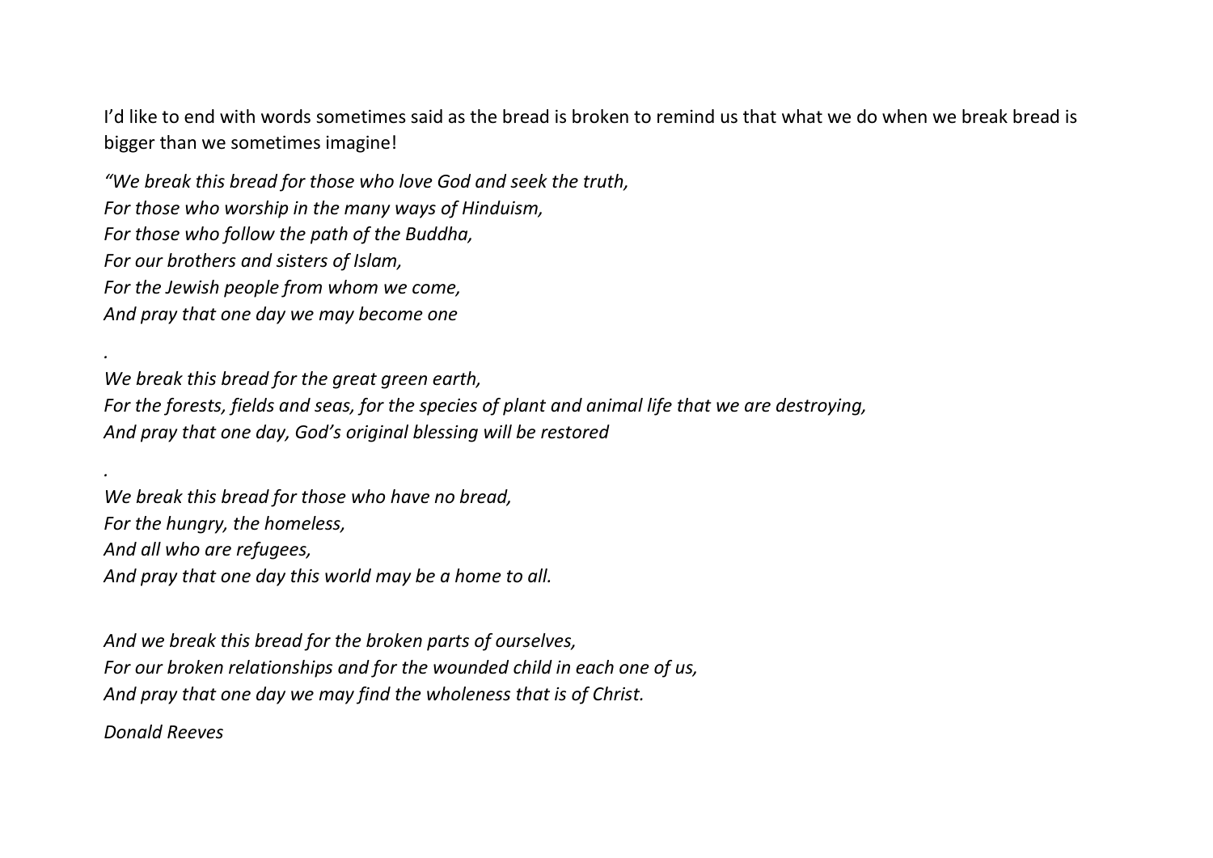I'd like to end with words sometimes said as the bread is broken to remind us that what we do when we break bread is bigger than we sometimes imagine!

*"We break this bread for those who love God and seek the truth,*  
*For those who worship in the many ways of Hinduism,*  
*For those who follow the path of the Buddha,*  
*For our brothers and sisters of Islam,*  
*For the Jewish people from whom we come,*  
*And pray that one day we may become one*

*.*  
*We break this bread for the great green earth,*  
*For the forests, fields and seas, for the species of plant and animal life that we are destroying,*  
*And pray that one day, God's original blessing will be restored*

*.*  
*We break this bread for those who have no bread,*  
*For the hungry, the homeless,*  
*And all who are refugees,*  
*And pray that one day this world may be a home to all.*

*And we break this bread for the broken parts of ourselves,*  
*For our broken relationships and for the wounded child in each one of us,*  
*And pray that one day we may find the wholeness that is of Christ.*

*Donald Reeves*